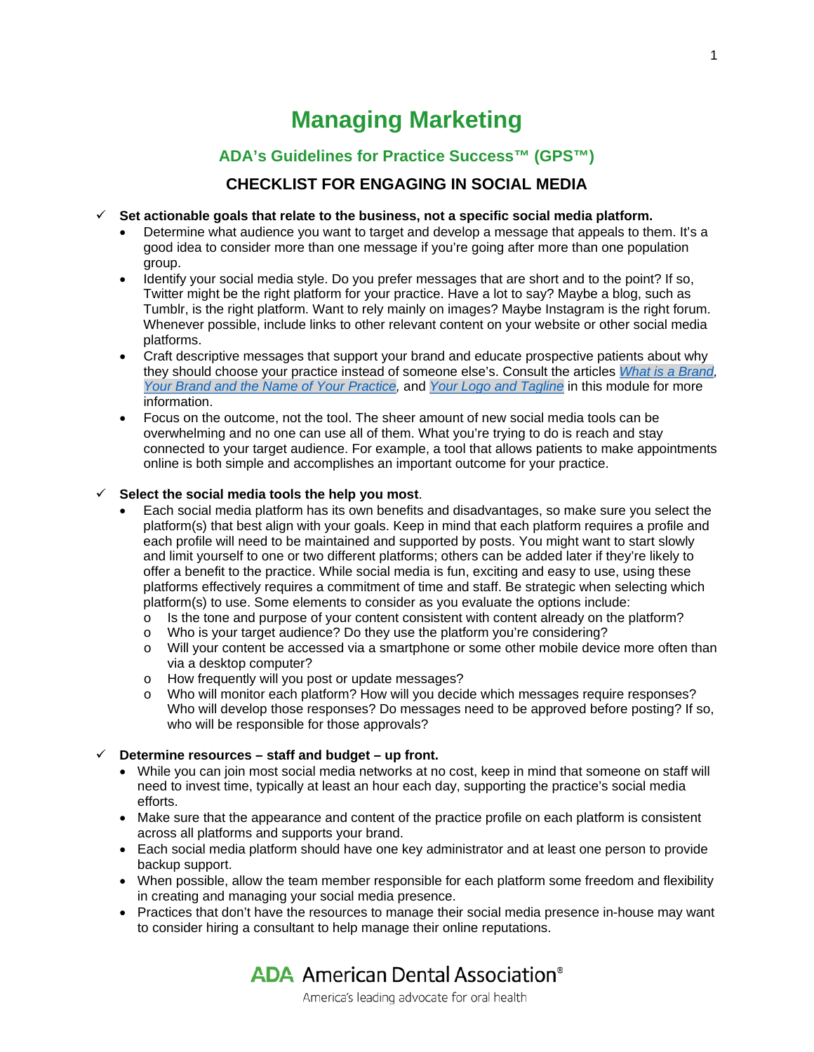# Managing Marketing

## ADA's Guidelines for Practice Success™ (GPS™)

### CHECKLIST FOR ENGAGING IN SOCIAL MEDIA

- ✓ **Set actionable goals that relate to the business, not a specific social media platform.**
  - Determine what audience you want to target and develop a message that appeals to them. It's a good idea to consider more than one message if you're going after more than one population group.
  - Identify your social media style. Do you prefer messages that are short and to the point? If so, Twitter might be the right platform for your practice. Have a lot to say? Maybe a blog, such as Tumblr, is the right platform. Want to rely mainly on images? Maybe Instagram is the right forum. Whenever possible, include links to other relevant content on your website or other social media platforms.
  - Craft descriptive messages that support your brand and educate prospective patients about why they should choose your practice instead of someone else's. Consult the articles *What is a Brand*, *Your Brand and the Name of Your Practice*, and *Your Logo and Tagline* in this module for more information.
  - Focus on the outcome, not the tool. The sheer amount of new social media tools can be overwhelming and no one can use all of them. What you're trying to do is reach and stay connected to your target audience. For example, a tool that allows patients to make appointments online is both simple and accomplishes an important outcome for your practice.

- ✓ **Select the social media tools the help you most**.
  - Each social media platform has its own benefits and disadvantages, so make sure you select the platform(s) that best align with your goals. Keep in mind that each platform requires a profile and each profile will need to be maintained and supported by posts. You might want to start slowly and limit yourself to one or two different platforms; others can be added later if they're likely to offer a benefit to the practice. While social media is fun, exciting and easy to use, using these platforms effectively requires a commitment of time and staff. Be strategic when selecting which platform(s) to use. Some elements to consider as you evaluate the options include:
    - Is the tone and purpose of your content consistent with content already on the platform?
    - Who is your target audience? Do they use the platform you're considering?
    - Will your content be accessed via a smartphone or some other mobile device more often than via a desktop computer?
    - How frequently will you post or update messages?
    - Who will monitor each platform? How will you decide which messages require responses? Who will develop those responses? Do messages need to be approved before posting? If so, who will be responsible for those approvals?

- ✓ **Determine resources – staff and budget – up front.**
  - While you can join most social media networks at no cost, keep in mind that someone on staff will need to invest time, typically at least an hour each day, supporting the practice's social media efforts.
  - Make sure that the appearance and content of the practice profile on each platform is consistent across all platforms and supports your brand.
  - Each social media platform should have one key administrator and at least one person to provide backup support.
  - When possible, allow the team member responsible for each platform some freedom and flexibility in creating and managing your social media presence.
  - Practices that don't have the resources to manage their social media presence in-house may want to consider hiring a consultant to help manage their online reputations.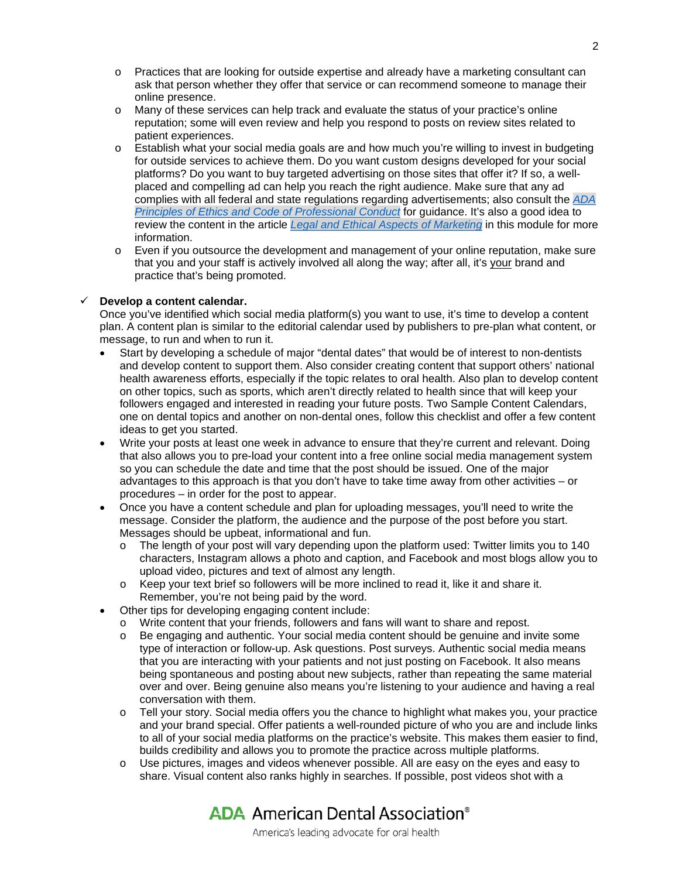- Practices that are looking for outside expertise and already have a marketing consultant can ask that person whether they offer that service or can recommend someone to manage their online presence.
  - Many of these services can help track and evaluate the status of your practice's online reputation; some will even review and help you respond to posts on review sites related to patient experiences.
  - Establish what your social media goals are and how much you're willing to invest in budgeting for outside services to achieve them. Do you want custom designs developed for your social platforms? Do you want to buy targeted advertising on those sites that offer it? If so, a well-placed and compelling ad can help you reach the right audience. Make sure that any ad complies with all federal and state regulations regarding advertisements; also consult the *ADA Principles of Ethics and Code of Professional Conduct* for guidance. It's also a good idea to review the content in the article *Legal and Ethical Aspects of Marketing* in this module for more information.
  - Even if you outsource the development and management of your online reputation, make sure that you and your staff is actively involved all along the way; after all, it's <u>your</u> brand and practice that's being promoted.

✓ **Develop a content calendar.**
Once you've identified which social media platform(s) you want to use, it's time to develop a content plan. A content plan is similar to the editorial calendar used by publishers to pre-plan what content, or message, to run and when to run it.

- Start by developing a schedule of major "dental dates" that would be of interest to non-dentists and develop content to support them. Also consider creating content that support others' national health awareness efforts, especially if the topic relates to oral health. Also plan to develop content on other topics, such as sports, which aren't directly related to health since that will keep your followers engaged and interested in reading your future posts. Two Sample Content Calendars, one on dental topics and another on non-dental ones, follow this checklist and offer a few content ideas to get you started.
- Write your posts at least one week in advance to ensure that they're current and relevant. Doing that also allows you to pre-load your content into a free online social media management system so you can schedule the date and time that the post should be issued. One of the major advantages to this approach is that you don't have to take time away from other activities – or procedures – in order for the post to appear.
- Once you have a content schedule and plan for uploading messages, you'll need to write the message. Consider the platform, the audience and the purpose of the post before you start. Messages should be upbeat, informational and fun.
  - The length of your post will vary depending upon the platform used: Twitter limits you to 140 characters, Instagram allows a photo and caption, and Facebook and most blogs allow you to upload video, pictures and text of almost any length.
  - Keep your text brief so followers will be more inclined to read it, like it and share it. Remember, you're not being paid by the word.
- Other tips for developing engaging content include:
  - Write content that your friends, followers and fans will want to share and repost.
  - Be engaging and authentic. Your social media content should be genuine and invite some type of interaction or follow-up. Ask questions. Post surveys. Authentic social media means that you are interacting with your patients and not just posting on Facebook. It also means being spontaneous and posting about new subjects, rather than repeating the same material over and over. Being genuine also means you're listening to your audience and having a real conversation with them.
  - Tell your story. Social media offers you the chance to highlight what makes you, your practice and your brand special. Offer patients a well-rounded picture of who you are and include links to all of your social media platforms on the practice's website. This makes them easier to find, builds credibility and allows you to promote the practice across multiple platforms.
  - Use pictures, images and videos whenever possible. All are easy on the eyes and easy to share. Visual content also ranks highly in searches. If possible, post videos shot with a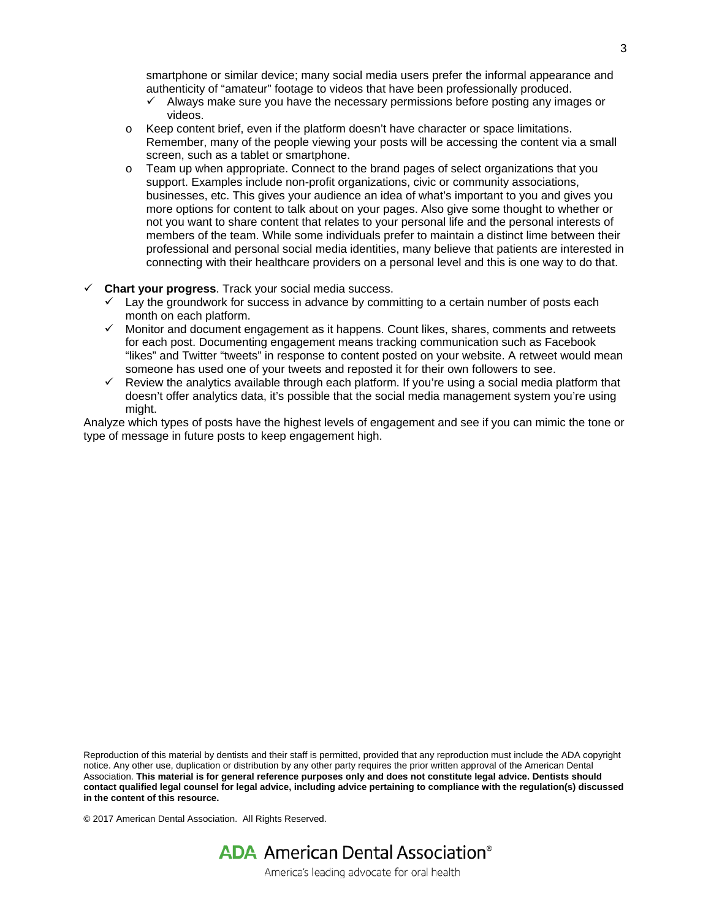smartphone or similar device; many social media users prefer the informal appearance and authenticity of "amateur" footage to videos that have been professionally produced.
    - ✓ Always make sure you have the necessary permissions before posting any images or videos.
  - Keep content brief, even if the platform doesn't have character or space limitations. Remember, many of the people viewing your posts will be accessing the content via a small screen, such as a tablet or smartphone.
  - Team up when appropriate. Connect to the brand pages of select organizations that you support. Examples include non-profit organizations, civic or community associations, businesses, etc. This gives your audience an idea of what's important to you and gives you more options for content to talk about on your pages. Also give some thought to whether or not you want to share content that relates to your personal life and the personal interests of members of the team. While some individuals prefer to maintain a distinct lime between their professional and personal social media identities, many believe that patients are interested in connecting with their healthcare providers on a personal level and this is one way to do that.

- ✓ **Chart your progress**. Track your social media success.
  - ✓ Lay the groundwork for success in advance by committing to a certain number of posts each month on each platform.
  - ✓ Monitor and document engagement as it happens. Count likes, shares, comments and retweets for each post. Documenting engagement means tracking communication such as Facebook "likes" and Twitter "tweets" in response to content posted on your website. A retweet would mean someone has used one of your tweets and reposted it for their own followers to see.
  - ✓ Review the analytics available through each platform. If you're using a social media platform that doesn't offer analytics data, it's possible that the social media management system you're using might.

Analyze which types of posts have the highest levels of engagement and see if you can mimic the tone or type of message in future posts to keep engagement high.

Reproduction of this material by dentists and their staff is permitted, provided that any reproduction must include the ADA copyright notice. Any other use, duplication or distribution by any other party requires the prior written approval of the American Dental Association. **This material is for general reference purposes only and does not constitute legal advice. Dentists should contact qualified legal counsel for legal advice, including advice pertaining to compliance with the regulation(s) discussed in the content of this resource.**

© 2017 American Dental Association. All Rights Reserved.

**ADA** American Dental Association®

America's leading advocate for oral health